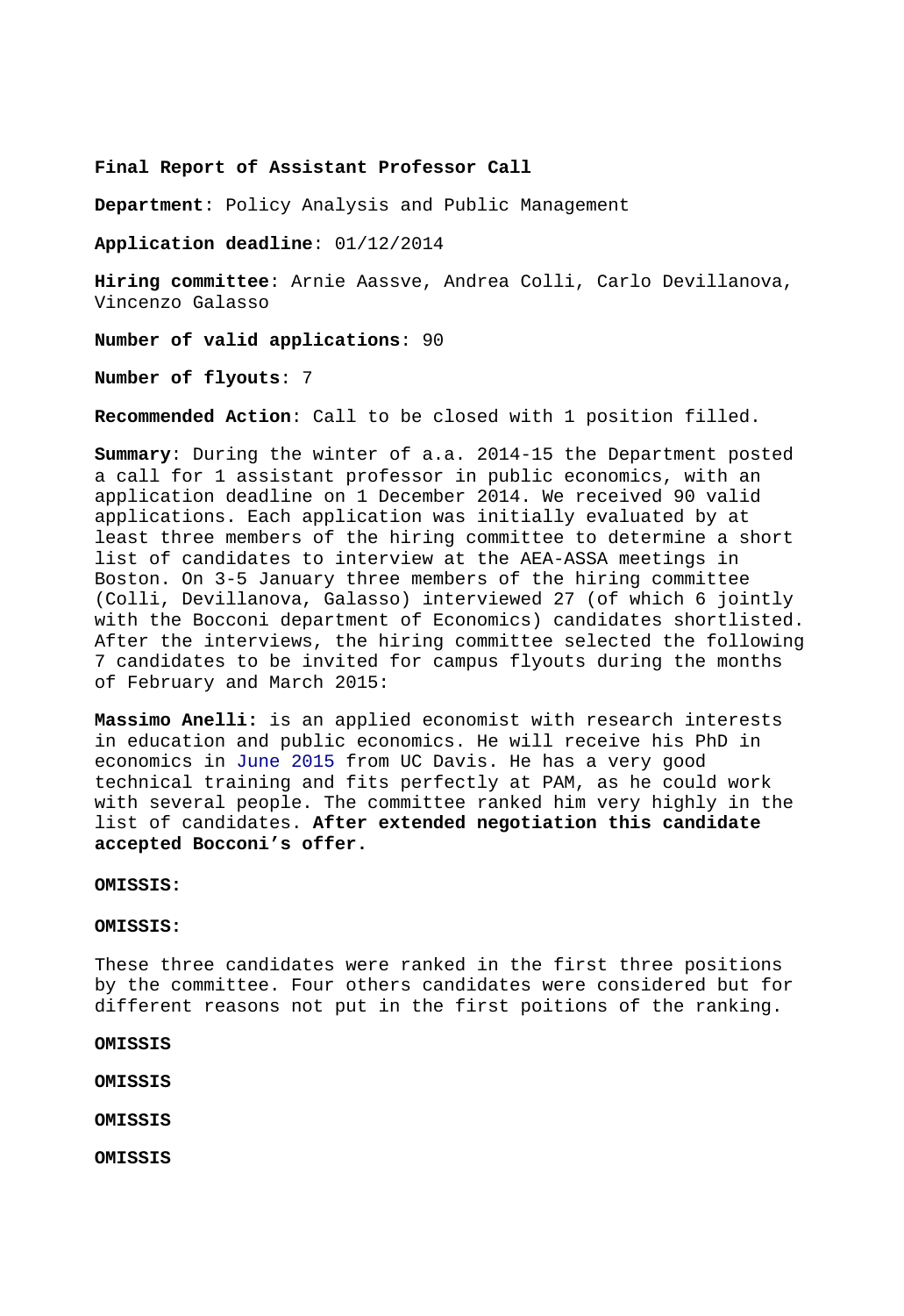**Final Report of Assistant Professor Call**

**Department**: Policy Analysis and Public Management

**Application deadline**: 01/12/2014

**Hiring committee**: Arnie Aassve, Andrea Colli, Carlo Devillanova, Vincenzo Galasso

**Number of valid applications**: 90

**Number of flyouts**: 7

**Recommended Action**: Call to be closed with 1 position filled.

**Summary**: During the winter of a.a. 2014-15 the Department posted a call for 1 assistant professor in public economics, with an application deadline on 1 December 2014. We received 90 valid applications. Each application was initially evaluated by at least three members of the hiring committee to determine a short list of candidates to interview at the AEA-ASSA meetings in Boston. On 3-5 January three members of the hiring committee (Colli, Devillanova, Galasso) interviewed 27 (of which 6 jointly with the Bocconi department of Economics) candidates shortlisted. After the interviews, the hiring committee selected the following 7 candidates to be invited for campus flyouts during the months of February and March 2015:

**Massimo Anelli:** is an applied economist with research interests in education and public economics. He will receive his PhD in economics in June 2015 from UC Davis. He has a very good technical training and fits perfectly at PAM, as he could work with several people. The committee ranked him very highly in the list of candidates. **After extended negotiation this candidate accepted Bocconi's offer.**

**OMISSIS:**

**OMISSIS:**

These three candidates were ranked in the first three positions by the committee. Four others candidates were considered but for different reasons not put in the first poitions of the ranking.

**OMISSIS**

**OMISSIS**

**OMISSIS**

**OMISSIS**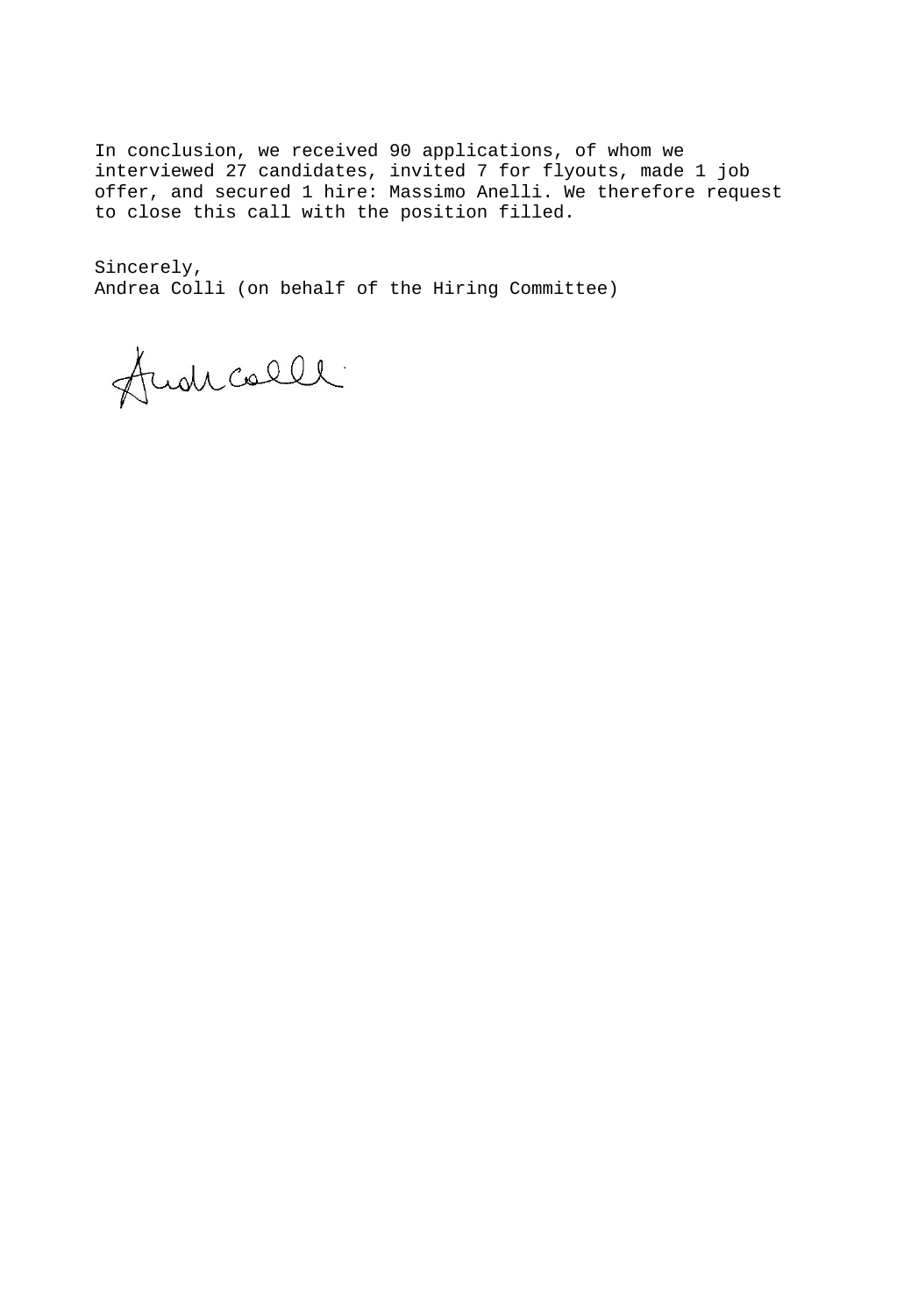In conclusion, we received 90 applications, of whom we interviewed 27 candidates, invited 7 for flyouts, made 1 job offer, and secured 1 hire: Massimo Anelli. We therefore request to close this call with the position filled.

Sincerely,
Andrea Colli (on behalf of the Hiring Committee)